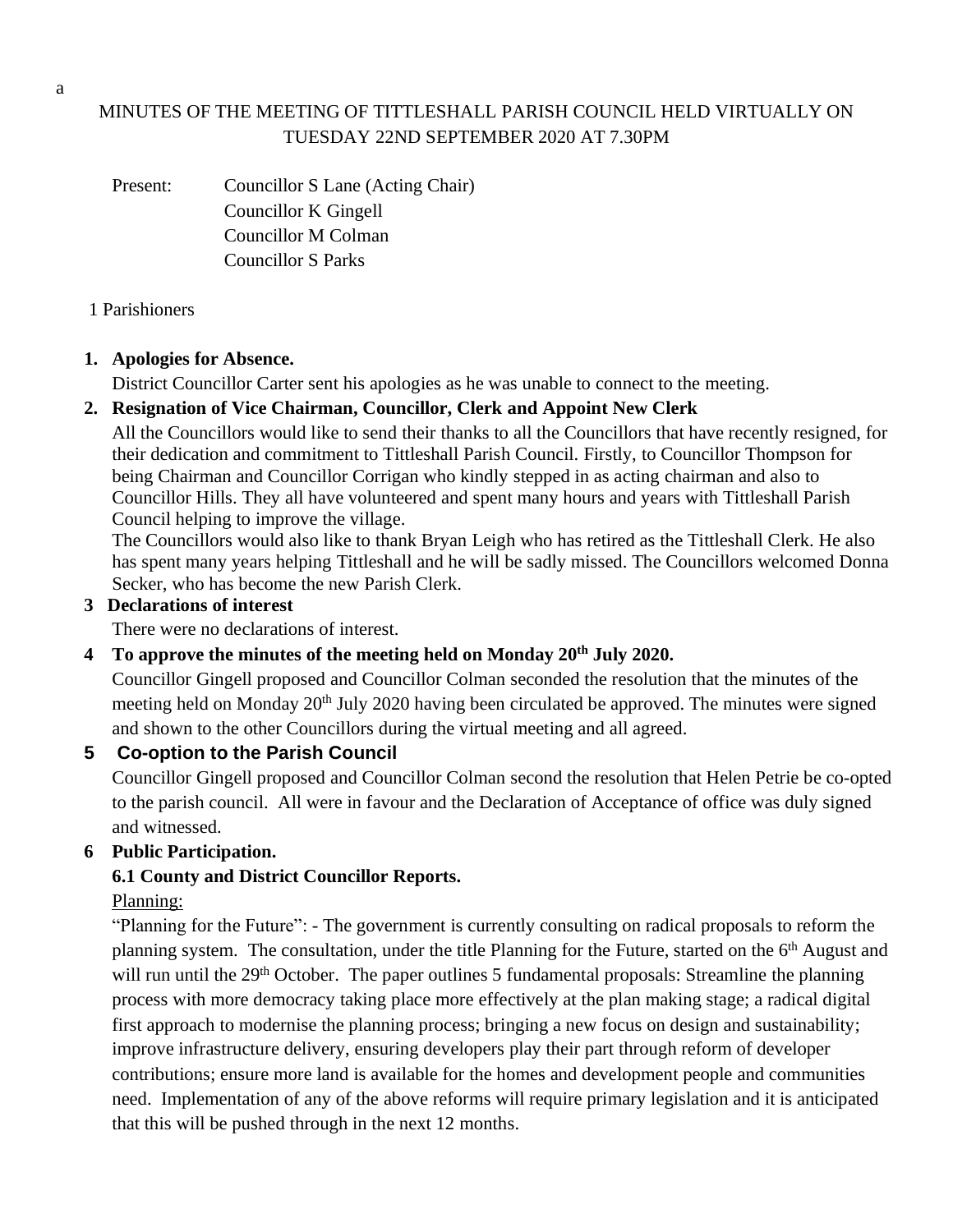a

# MINUTES OF THE MEETING OF TITTLESHALL PARISH COUNCIL HELD VIRTUALLY ON TUESDAY 22ND SEPTEMBER 2020 AT 7.30PM

Present: Councillor S Lane (Acting Chair)
Councillor K Gingell
Councillor M Colman
Councillor S Parks

1 Parishioners

**1. Apologies for Absence.**

District Councillor Carter sent his apologies as he was unable to connect to the meeting.

**2. Resignation of Vice Chairman, Councillor, Clerk and Appoint New Clerk**

All the Councillors would like to send their thanks to all the Councillors that have recently resigned, for their dedication and commitment to Tittleshall Parish Council. Firstly, to Councillor Thompson for being Chairman and Councillor Corrigan who kindly stepped in as acting chairman and also to Councillor Hills. They all have volunteered and spent many hours and years with Tittleshall Parish Council helping to improve the village.

The Councillors would also like to thank Bryan Leigh who has retired as the Tittleshall Clerk. He also has spent many years helping Tittleshall and he will be sadly missed. The Councillors welcomed Donna Secker, who has become the new Parish Clerk.

**3 Declarations of interest**

There were no declarations of interest.

**4 To approve the minutes of the meeting held on Monday 20th July 2020.**

Councillor Gingell proposed and Councillor Colman seconded the resolution that the minutes of the meeting held on Monday 20th July 2020 having been circulated be approved. The minutes were signed and shown to the other Councillors during the virtual meeting and all agreed.

**5 Co-option to the Parish Council**

Councillor Gingell proposed and Councillor Colman second the resolution that Helen Petrie be co-opted to the parish council. All were in favour and the Declaration of Acceptance of office was duly signed and witnessed.

**6 Public Participation.**

**6.1 County and District Councillor Reports.**

Planning:

"Planning for the Future": - The government is currently consulting on radical proposals to reform the planning system. The consultation, under the title Planning for the Future, started on the 6th August and will run until the 29th October. The paper outlines 5 fundamental proposals: Streamline the planning process with more democracy taking place more effectively at the plan making stage; a radical digital first approach to modernise the planning process; bringing a new focus on design and sustainability; improve infrastructure delivery, ensuring developers play their part through reform of developer contributions; ensure more land is available for the homes and development people and communities need. Implementation of any of the above reforms will require primary legislation and it is anticipated that this will be pushed through in the next 12 months.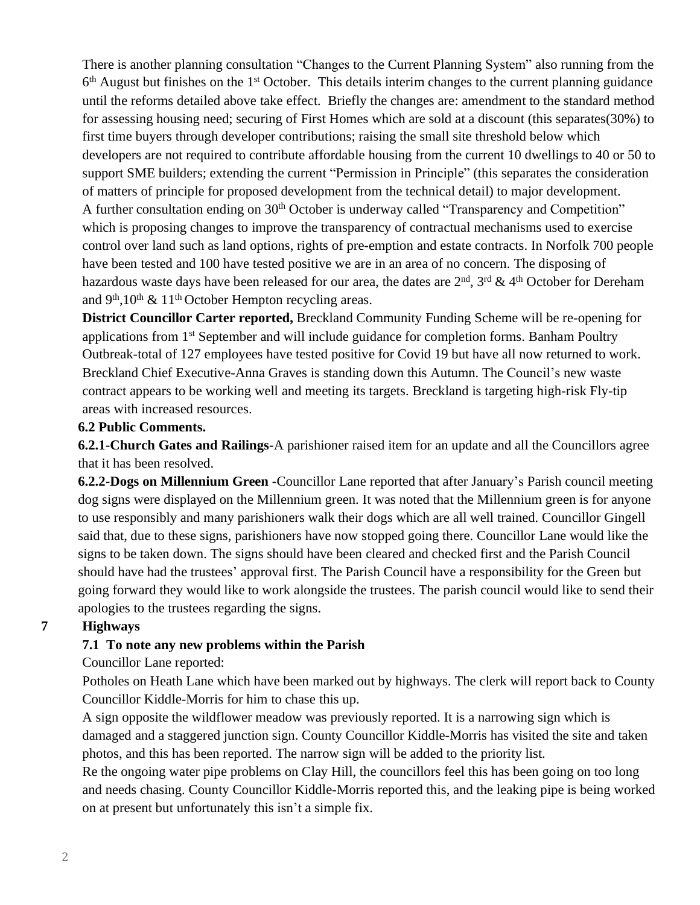There is another planning consultation "Changes to the Current Planning System" also running from the 6th August but finishes on the 1st October. This details interim changes to the current planning guidance until the reforms detailed above take effect. Briefly the changes are: amendment to the standard method for assessing housing need; securing of First Homes which are sold at a discount (this separates(30%) to first time buyers through developer contributions; raising the small site threshold below which developers are not required to contribute affordable housing from the current 10 dwellings to 40 or 50 to support SME builders; extending the current "Permission in Principle" (this separates the consideration of matters of principle for proposed development from the technical detail) to major development. A further consultation ending on 30th October is underway called "Transparency and Competition" which is proposing changes to improve the transparency of contractual mechanisms used to exercise control over land such as land options, rights of pre-emption and estate contracts. In Norfolk 700 people have been tested and 100 have tested positive we are in an area of no concern. The disposing of hazardous waste days have been released for our area, the dates are 2nd, 3rd & 4th October for Dereham and 9th,10th & 11th October Hempton recycling areas.

**District Councillor Carter reported,** Breckland Community Funding Scheme will be re-opening for applications from 1st September and will include guidance for completion forms. Banham Poultry Outbreak-total of 127 employees have tested positive for Covid 19 but have all now returned to work. Breckland Chief Executive-Anna Graves is standing down this Autumn. The Council's new waste contract appears to be working well and meeting its targets. Breckland is targeting high-risk Fly-tip areas with increased resources.

**6.2 Public Comments.**

**6.2.1-Church Gates and Railings-**A parishioner raised item for an update and all the Councillors agree that it has been resolved.

**6.2.2-Dogs on Millennium Green -**Councillor Lane reported that after January's Parish council meeting dog signs were displayed on the Millennium green. It was noted that the Millennium green is for anyone to use responsibly and many parishioners walk their dogs which are all well trained. Councillor Gingell said that, due to these signs, parishioners have now stopped going there. Councillor Lane would like the signs to be taken down. The signs should have been cleared and checked first and the Parish Council should have had the trustees' approval first. The Parish Council have a responsibility for the Green but going forward they would like to work alongside the trustees. The parish council would like to send their apologies to the trustees regarding the signs.

## 7 Highways

**7.1 To note any new problems within the Parish**

Councillor Lane reported:

Potholes on Heath Lane which have been marked out by highways. The clerk will report back to County Councillor Kiddle-Morris for him to chase this up.

A sign opposite the wildflower meadow was previously reported. It is a narrowing sign which is damaged and a staggered junction sign. County Councillor Kiddle-Morris has visited the site and taken photos, and this has been reported. The narrow sign will be added to the priority list.

Re the ongoing water pipe problems on Clay Hill, the councillors feel this has been going on too long and needs chasing. County Councillor Kiddle-Morris reported this, and the leaking pipe is being worked on at present but unfortunately this isn't a simple fix.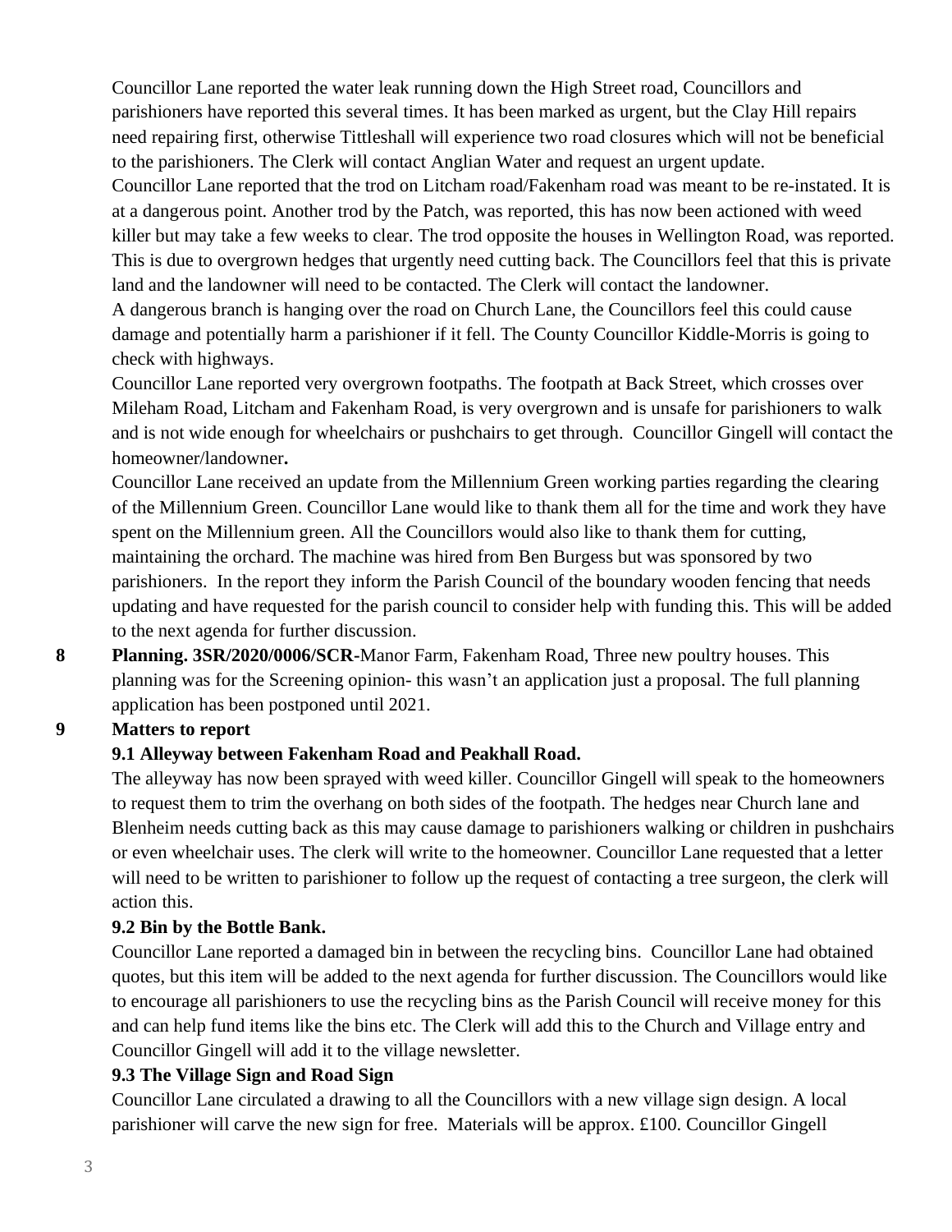Councillor Lane reported the water leak running down the High Street road, Councillors and parishioners have reported this several times. It has been marked as urgent, but the Clay Hill repairs need repairing first, otherwise Tittleshall will experience two road closures which will not be beneficial to the parishioners. The Clerk will contact Anglian Water and request an urgent update.

Councillor Lane reported that the trod on Litcham road/Fakenham road was meant to be re-instated. It is at a dangerous point. Another trod by the Patch, was reported, this has now been actioned with weed killer but may take a few weeks to clear. The trod opposite the houses in Wellington Road, was reported. This is due to overgrown hedges that urgently need cutting back. The Councillors feel that this is private land and the landowner will need to be contacted. The Clerk will contact the landowner.

A dangerous branch is hanging over the road on Church Lane, the Councillors feel this could cause damage and potentially harm a parishioner if it fell. The County Councillor Kiddle-Morris is going to check with highways.

Councillor Lane reported very overgrown footpaths. The footpath at Back Street, which crosses over Mileham Road, Litcham and Fakenham Road, is very overgrown and is unsafe for parishioners to walk and is not wide enough for wheelchairs or pushchairs to get through. Councillor Gingell will contact the homeowner/landowner**.**

Councillor Lane received an update from the Millennium Green working parties regarding the clearing of the Millennium Green. Councillor Lane would like to thank them all for the time and work they have spent on the Millennium green. All the Councillors would also like to thank them for cutting, maintaining the orchard. The machine was hired from Ben Burgess but was sponsored by two parishioners. In the report they inform the Parish Council of the boundary wooden fencing that needs updating and have requested for the parish council to consider help with funding this. This will be added to the next agenda for further discussion.

**8 Planning. 3SR/2020/0006/SCR**-Manor Farm, Fakenham Road, Three new poultry houses. This planning was for the Screening opinion- this wasn't an application just a proposal. The full planning application has been postponed until 2021.

**9 Matters to report**

**9.1 Alleyway between Fakenham Road and Peakhall Road.**

The alleyway has now been sprayed with weed killer. Councillor Gingell will speak to the homeowners to request them to trim the overhang on both sides of the footpath. The hedges near Church lane and Blenheim needs cutting back as this may cause damage to parishioners walking or children in pushchairs or even wheelchair uses. The clerk will write to the homeowner. Councillor Lane requested that a letter will need to be written to parishioner to follow up the request of contacting a tree surgeon, the clerk will action this.

**9.2 Bin by the Bottle Bank.**

Councillor Lane reported a damaged bin in between the recycling bins. Councillor Lane had obtained quotes, but this item will be added to the next agenda for further discussion. The Councillors would like to encourage all parishioners to use the recycling bins as the Parish Council will receive money for this and can help fund items like the bins etc. The Clerk will add this to the Church and Village entry and Councillor Gingell will add it to the village newsletter.

**9.3 The Village Sign and Road Sign**

Councillor Lane circulated a drawing to all the Councillors with a new village sign design. A local parishioner will carve the new sign for free. Materials will be approx. £100. Councillor Gingell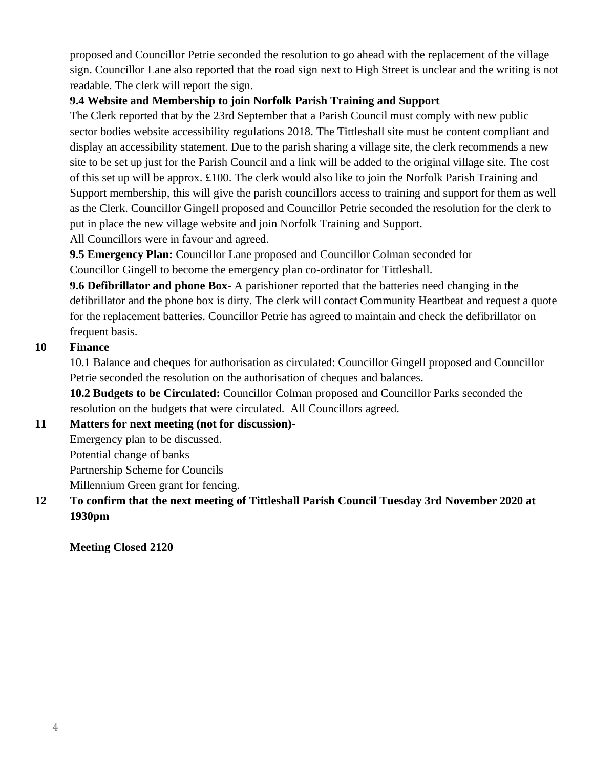proposed and Councillor Petrie seconded the resolution to go ahead with the replacement of the village sign. Councillor Lane also reported that the road sign next to High Street is unclear and the writing is not readable. The clerk will report the sign.

**9.4 Website and Membership to join Norfolk Parish Training and Support**

The Clerk reported that by the 23rd September that a Parish Council must comply with new public sector bodies website accessibility regulations 2018. The Tittleshall site must be content compliant and display an accessibility statement. Due to the parish sharing a village site, the clerk recommends a new site to be set up just for the Parish Council and a link will be added to the original village site. The cost of this set up will be approx. £100. The clerk would also like to join the Norfolk Parish Training and Support membership, this will give the parish councillors access to training and support for them as well as the Clerk. Councillor Gingell proposed and Councillor Petrie seconded the resolution for the clerk to put in place the new village website and join Norfolk Training and Support.

All Councillors were in favour and agreed.

**9.5 Emergency Plan:** Councillor Lane proposed and Councillor Colman seconded for Councillor Gingell to become the emergency plan co-ordinator for Tittleshall.

**9.6 Defibrillator and phone Box-** A parishioner reported that the batteries need changing in the defibrillator and the phone box is dirty. The clerk will contact Community Heartbeat and request a quote for the replacement batteries. Councillor Petrie has agreed to maintain and check the defibrillator on frequent basis.

**10 Finance**

10.1 Balance and cheques for authorisation as circulated: Councillor Gingell proposed and Councillor Petrie seconded the resolution on the authorisation of cheques and balances.

**10.2 Budgets to be Circulated:** Councillor Colman proposed and Councillor Parks seconded the resolution on the budgets that were circulated. All Councillors agreed.

**11 Matters for next meeting (not for discussion)-**

Emergency plan to be discussed.
Potential change of banks
Partnership Scheme for Councils
Millennium Green grant for fencing.

**12 To confirm that the next meeting of Tittleshall Parish Council Tuesday 3rd November 2020 at 1930pm**

**Meeting Closed 2120**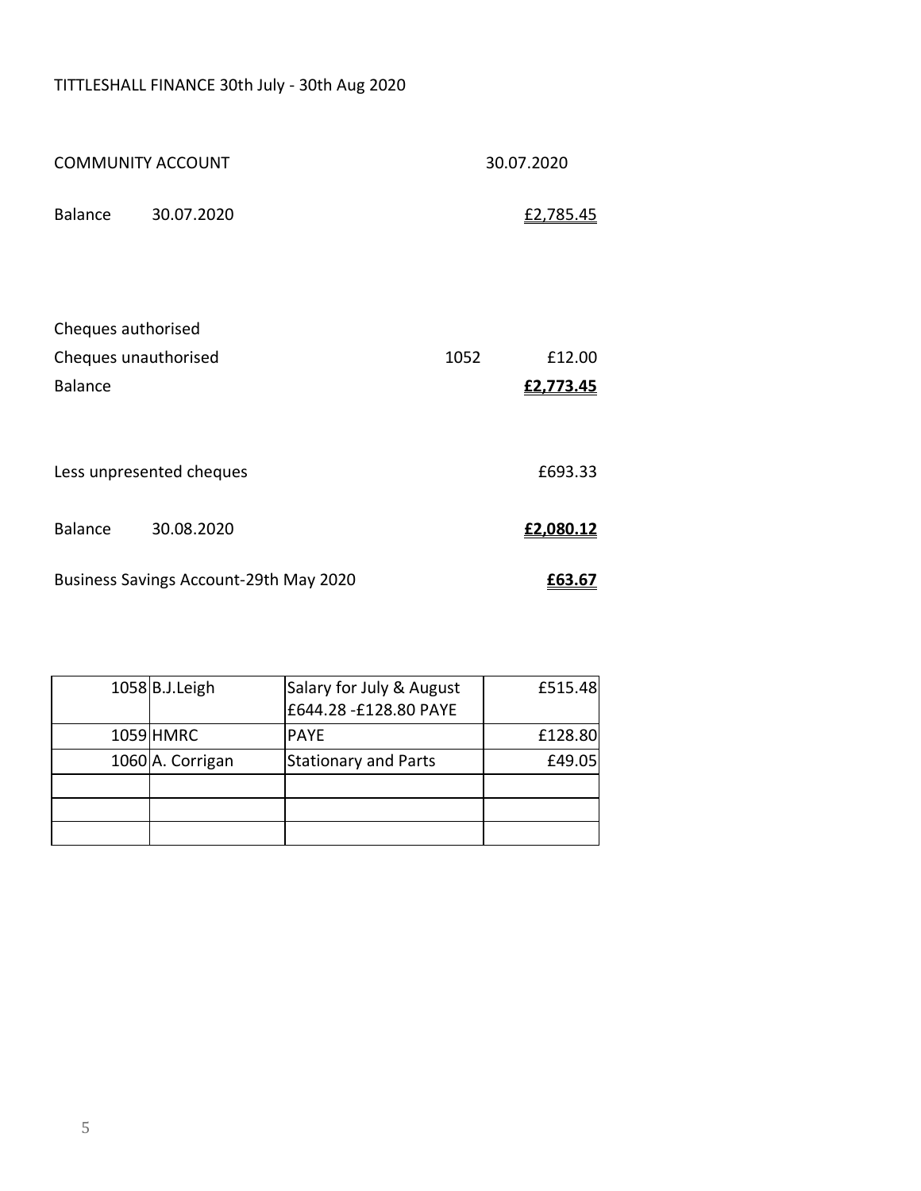TITTLESHALL FINANCE 30th July - 30th Aug 2020

| | | | |
|---|---|---|---|
| COMMUNITY ACCOUNT | | | 30.07.2020 |
| Balance | 30.07.2020 | | £2,785.45 |
| Cheques authorised | | | |
| Cheques unauthorised | | 1052 | £12.00 |
| Balance | | | **£2,773.45** |
| Less unpresented cheques | | | £693.33 |
| Balance | 30.08.2020 | | **£2,080.12** |
| Business Savings Account-29th May 2020 | | | **£63.67** |

| | | | |
|---|---|---|---|
| 1058 | B.J.Leigh | Salary for July & August £644.28 -£128.80 PAYE | £515.48 |
| 1059 | HMRC | PAYE | £128.80 |
| 1060 | A. Corrigan | Stationary and Parts | £49.05 |
| | | | |
| | | | |
| | | | |